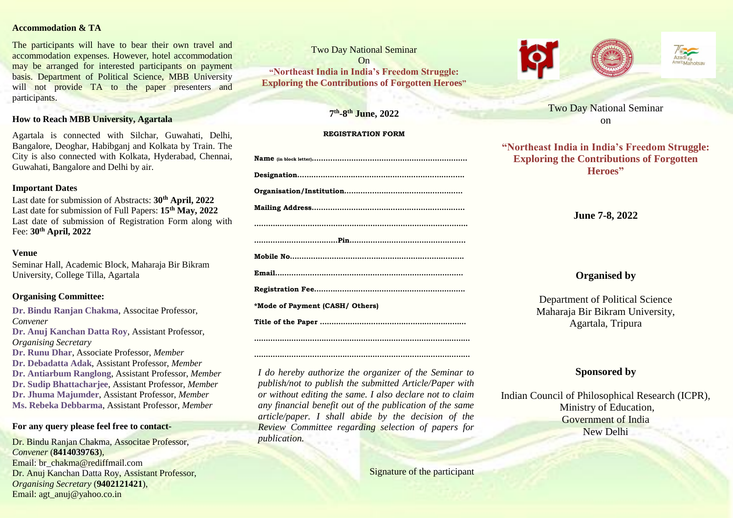## Accommodation & TA

The participants will have to bear their own travel and accommodation expenses. However, hotel accommodation may be arranged for interested participants on payment basis. Department of Political Science, MBB University will not provide TA to the paper presenters and participants.

## How to Reach MBB University, Agartala

Agartala is connected with Silchar, Guwahati, Delhi, Bangalore, Deoghar, Habibganj and Kolkata by Train. The City is also connected with Kolkata, Hyderabad, Chennai, Guwahati, Bangalore and Delhi by air.

## Important Dates

Last date for submission of Abstracts: **30th April, 2022**
Last date for submission of Full Papers: **15th May, 2022**
Last date of submission of Registration Form along with Fee: **30th April, 2022**

## Venue

Seminar Hall, Academic Block, Maharaja Bir Bikram University, College Tilla, Agartala

## Organising Committee:

**Dr. Bindu Ranjan Chakma**, Associtae Professor, *Convener*
**Dr. Anuj Kanchan Datta Roy**, Assistant Professor, *Organising Secretary*
**Dr. Runu Dhar**, Associate Professor, *Member*
**Dr. Debadatta Adak**, Assistant Professor, *Member*
**Dr. Antiarbum Ranglong**, Assistant Professor, *Member*
**Dr. Sudip Bhattacharjee**, Assistant Professor, *Member*
**Dr. Jhuma Majumder**, Assistant Professor, *Member*
**Ms. Rebeka Debbarma**, Assistant Professor, *Member*

## For any query please feel free to contact-

Dr. Bindu Ranjan Chakma, Associtae Professor, *Convener* (**8414039763**),
Email: br_chakma@rediffmail.com
Dr. Anuj Kanchan Datta Roy, Assistant Professor, *Organising Secretary* (**9402121421**),
Email: agt_anuj@yahoo.co.in

---

Two Day National Seminar
On
**"Northeast India in India's Freedom Struggle: Exploring the Contributions of Forgotten Heroes"**

**7th-8th June, 2022**

### REGISTRATION FORM

**Name (in block letter)**..................................................................

**Designation**.......................................................................

**Organisation/Institution**..................................................

**Mailing Address**.................................................................

...........................................................................................

....................................**Pin**.................................................

**Mobile No**..........................................................................

**Email**................................................................................

**Registration Fee**................................................................

**\*Mode of Payment (CASH/ Others)**

**Title of the Paper** ..............................................................

...........................................................................................

...........................................................................................

*I do hereby authorize the organizer of the Seminar to publish/not to publish the submitted Article/Paper with or without editing the same. I also declare not to claim any financial benefit out of the publication of the same article/paper. I shall abide by the decision of the Review Committee regarding selection of papers for publication.*

Signature of the participant

---

Two Day National Seminar
on

**"Northeast India in India's Freedom Struggle: Exploring the Contributions of Forgotten Heroes"**

**June 7-8, 2022**

## Organised by

Department of Political Science
Maharaja Bir Bikram University,
Agartala, Tripura

## Sponsored by

Indian Council of Philosophical Research (ICPR),
Ministry of Education,
Government of India
New Delhi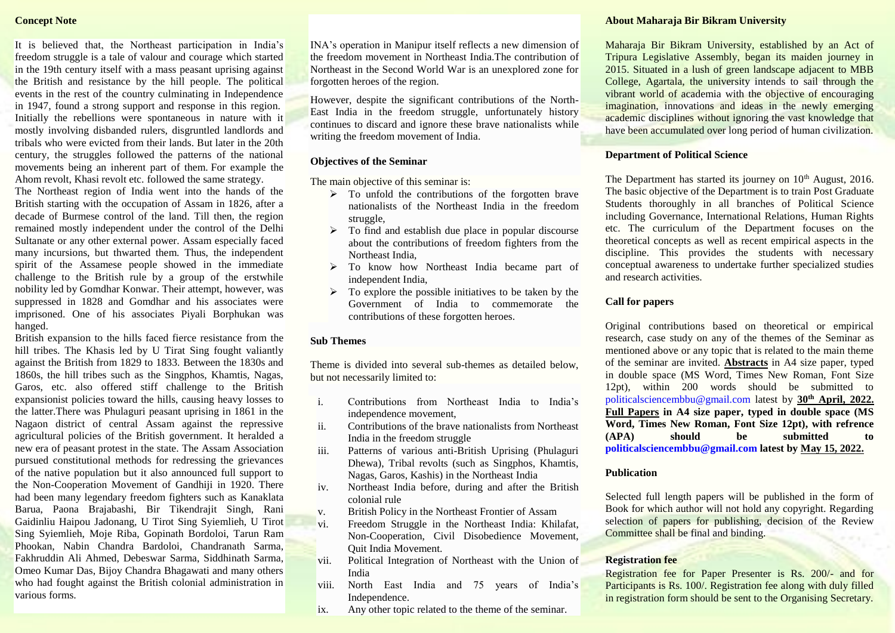## Concept Note

It is believed that, the Northeast participation in India's freedom struggle is a tale of valour and courage which started in the 19th century itself with a mass peasant uprising against the British and resistance by the hill people. The political events in the rest of the country culminating in Independence in 1947, found a strong support and response in this region. Initially the rebellions were spontaneous in nature with it mostly involving disbanded rulers, disgruntled landlords and tribals who were evicted from their lands. But later in the 20th century, the struggles followed the patterns of the national movements being an inherent part of them. For example the Ahom revolt, Khasi revolt etc. followed the same strategy.

The Northeast region of India went into the hands of the British starting with the occupation of Assam in 1826, after a decade of Burmese control of the land. Till then, the region remained mostly independent under the control of the Delhi Sultanate or any other external power. Assam especially faced many incursions, but thwarted them. Thus, the independent spirit of the Assamese people showed in the immediate challenge to the British rule by a group of the erstwhile nobility led by Gomdhar Konwar. Their attempt, however, was suppressed in 1828 and Gomdhar and his associates were imprisoned. One of his associates Piyali Borphukan was hanged.

British expansion to the hills faced fierce resistance from the hill tribes. The Khasis led by U Tirat Sing fought valiantly against the British from 1829 to 1833. Between the 1830s and 1860s, the hill tribes such as the Singphos, Khamtis, Nagas, Garos, etc. also offered stiff challenge to the British expansionist policies toward the hills, causing heavy losses to the latter.There was Phulaguri peasant uprising in 1861 in the Nagaon district of central Assam against the repressive agricultural policies of the British government. It heralded a new era of peasant protest in the state. The Assam Association pursued constitutional methods for redressing the grievances of the native population but it also announced full support to the Non-Cooperation Movement of Gandhiji in 1920. There had been many legendary freedom fighters such as Kanaklata Barua, Paona Brajabashi, Bir Tikendrajit Singh, Rani Gaidinliu Haipou Jadonang, U Tirot Sing Syiemlieh, U Tirot Sing Syiemlieh, Moje Riba, Gopinath Bordoloi, Tarun Ram Phookan, Nabin Chandra Bardoloi, Chandranath Sarma, Fakhruddin Ali Ahmed, Debeswar Sarma, Siddhinath Sarma, Omeo Kumar Das, Bijoy Chandra Bhagawati and many others who had fought against the British colonial administration in various forms.

INA's operation in Manipur itself reflects a new dimension of the freedom movement in Northeast India.The contribution of Northeast in the Second World War is an unexplored zone for forgotten heroes of the region.

However, despite the significant contributions of the North-East India in the freedom struggle, unfortunately history continues to discard and ignore these brave nationalists while writing the freedom movement of India.

## Objectives of the Seminar

The main objective of this seminar is:

- To unfold the contributions of the forgotten brave nationalists of the Northeast India in the freedom struggle,
- To find and establish due place in popular discourse about the contributions of freedom fighters from the Northeast India,
- To know how Northeast India became part of independent India,
- To explore the possible initiatives to be taken by the Government of India to commemorate the contributions of these forgotten heroes.

## Sub Themes

Theme is divided into several sub-themes as detailed below, but not necessarily limited to:

i. Contributions from Northeast India to India's independence movement,
ii. Contributions of the brave nationalists from Northeast India in the freedom struggle
iii. Patterns of various anti-British Uprising (Phulaguri Dhewa), Tribal revolts (such as Singphos, Khamtis, Nagas, Garos, Kashis) in the Northeast India
iv. Northeast India before, during and after the British colonial rule
v. British Policy in the Northeast Frontier of Assam
vi. Freedom Struggle in the Northeast India: Khilafat, Non-Cooperation, Civil Disobedience Movement, Quit India Movement.
vii. Political Integration of Northeast with the Union of India
viii. North East India and 75 years of India's Independence.
ix. Any other topic related to the theme of the seminar.

## About Maharaja Bir Bikram University

Maharaja Bir Bikram University, established by an Act of Tripura Legislative Assembly, began its maiden journey in 2015. Situated in a lush of green landscape adjacent to MBB College, Agartala, the university intends to sail through the vibrant world of academia with the objective of encouraging imagination, innovations and ideas in the newly emerging academic disciplines without ignoring the vast knowledge that have been accumulated over long period of human civilization.

## Department of Political Science

The Department has started its journey on 10th August, 2016. The basic objective of the Department is to train Post Graduate Students thoroughly in all branches of Political Science including Governance, International Relations, Human Rights etc. The curriculum of the Department focuses on the theoretical concepts as well as recent empirical aspects in the discipline. This provides the students with necessary conceptual awareness to undertake further specialized studies and research activities.

## Call for papers

Original contributions based on theoretical or empirical research, case study on any of the themes of the Seminar as mentioned above or any topic that is related to the main theme of the seminar are invited. **Abstracts** in A4 size paper, typed in double space (MS Word, Times New Roman, Font Size 12pt), within 200 words should be submitted to politicalsciencembbu@gmail.com latest by **30th April, 2022.** **Full Papers in A4 size paper, typed in double space (MS Word, Times New Roman, Font Size 12pt), with refrence (APA) should be submitted to politicalsciencembbu@gmail.com latest by May 15, 2022.**

## Publication

Selected full length papers will be published in the form of Book for which author will not hold any copyright. Regarding selection of papers for publishing, decision of the Review Committee shall be final and binding.

## Registration fee

Registration fee for Paper Presenter is Rs. 200/- and for Participants is Rs. 100/. Registration fee along with duly filled in registration form should be sent to the Organising Secretary.